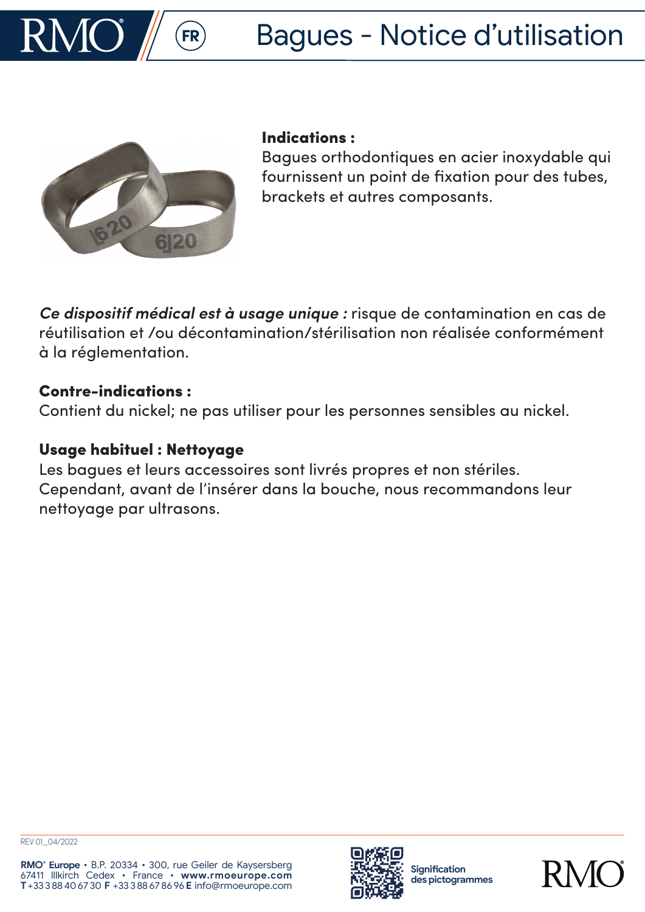# Bagues - Notice d'utilisation

**Indications :**
Bagues orthodontiques en acier inoxydable qui fournissent un point de fixation pour des tubes, brackets et autres composants.

***Ce dispositif médical est à usage unique :*** risque de contamination en cas de réutilisation et /ou décontamination/stérilisation non réalisée conformément à la réglementation.

**Contre-indications :**
Contient du nickel; ne pas utiliser pour les personnes sensibles au nickel.

**Usage habituel : Nettoyage**
Les bagues et leurs accessoires sont livrés propres et non stériles.
Cependant, avant de l'insérer dans la bouche, nous recommandons leur nettoyage par ultrasons.

REV 01_04/2022

**RMO® Europe** • B.P. 20334 • 300, rue Geiler de Kaysersberg
67411 Illkirch Cedex • France • **www.rmoeurope.com**
**T** +33 3 88 40 67 30 **F** +33 3 88 67 86 96 **E** info@rmoeurope.com

**Signification des pictogrammes**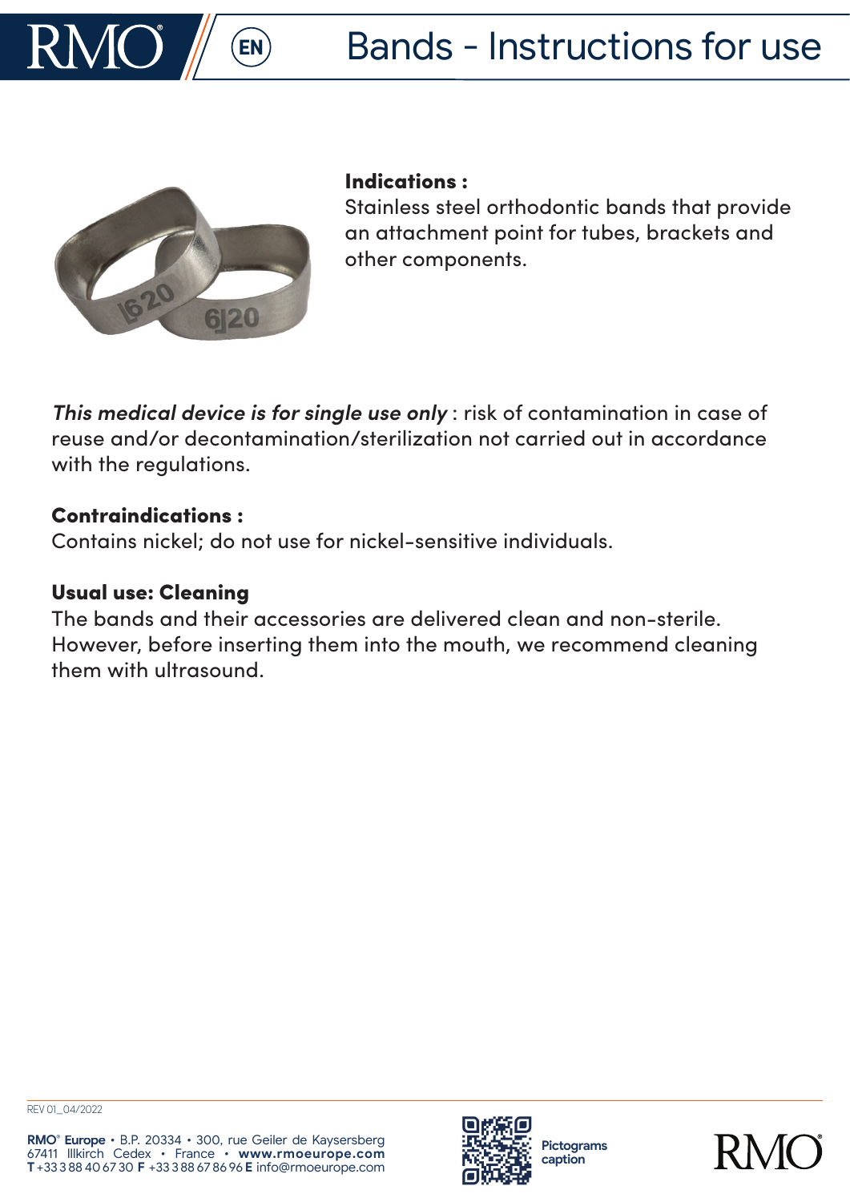# Bands - Instructions for use

**Indications :**
Stainless steel orthodontic bands that provide an attachment point for tubes, brackets and other components.

***This medical device is for single use only*** : risk of contamination in case of reuse and/or decontamination/sterilization not carried out in accordance with the regulations.

**Contraindications :**
Contains nickel; do not use for nickel-sensitive individuals.

**Usual use: Cleaning**
The bands and their accessories are delivered clean and non-sterile. However, before inserting them into the mouth, we recommend cleaning them with ultrasound.

REV 01_04/2022

**RMO® Europe** • B.P. 20334 • 300, rue Geiler de Kaysersberg
67411 Illkirch Cedex • France • **www.rmoeurope.com**
**T** +33 3 88 40 67 30 **F** +33 3 88 67 86 96 **E** info@rmoeurope.com

**Pictograms caption**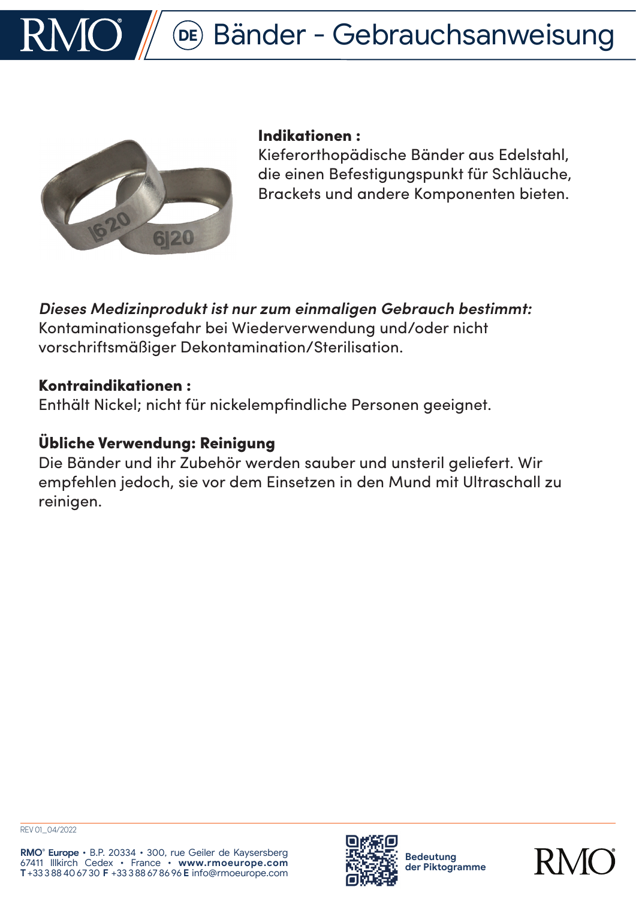# Bänder - Gebrauchsanweisung

**Indikationen :**
Kieferorthopädische Bänder aus Edelstahl, die einen Befestigungspunkt für Schläuche, Brackets und andere Komponenten bieten.

***Dieses Medizinprodukt ist nur zum einmaligen Gebrauch bestimmt:***
Kontaminationsgefahr bei Wiederverwendung und/oder nicht vorschriftsmäßiger Dekontamination/Sterilisation.

**Kontraindikationen :**
Enthält Nickel; nicht für nickelempfindliche Personen geeignet.

**Übliche Verwendung: Reinigung**
Die Bänder und ihr Zubehör werden sauber und unsteril geliefert. Wir empfehlen jedoch, sie vor dem Einsetzen in den Mund mit Ultraschall zu reinigen.

REV 01_04/2022

**RMO® Europe** • B.P. 20334 • 300, rue Geiler de Kaysersberg
67411 Illkirch Cedex • France • **www.rmoeurope.com**
**T** +33 3 88 40 67 30 **F** +33 3 88 67 86 96 **E** info@rmoeurope.com

**Bedeutung der Piktogramme**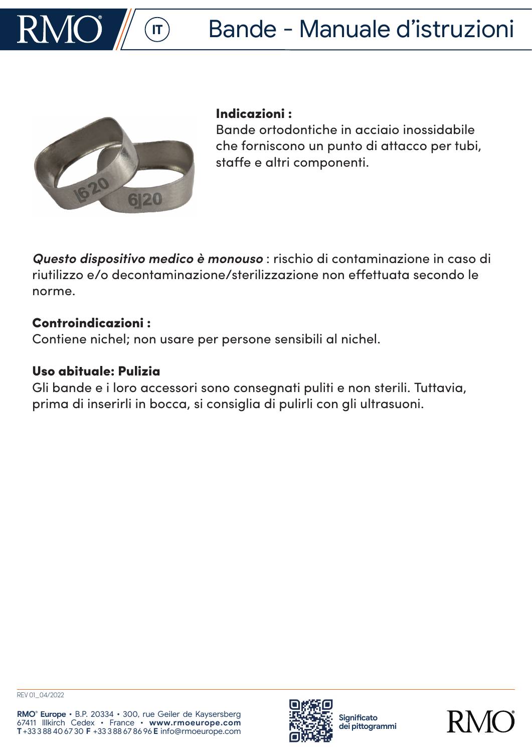# Bande - Manuale d’istruzioni

**Indicazioni :**
Bande ortodontiche in acciaio inossidabile che forniscono un punto di attacco per tubi, staffe e altri componenti.

***Questo dispositivo medico è monouso*** : rischio di contaminazione in caso di riutilizzo e/o decontaminazione/sterilizzazione non effettuata secondo le norme.

**Controindicazioni :**
Contiene nichel; non usare per persone sensibili al nichel.

**Uso abituale: Pulizia**
Gli bande e i loro accessori sono consegnati puliti e non sterili. Tuttavia, prima di inserirli in bocca, si consiglia di pulirli con gli ultrasuoni.

REV 01_04/2022

**RMO® Europe** • B.P. 20334 • 300, rue Geiler de Kaysersberg
67411 Illkirch Cedex • France • **www.rmoeurope.com**
**T** +33 3 88 40 67 30 **F** +33 3 88 67 86 96 **E** info@rmoeurope.com

**Significato dei pittogrammi**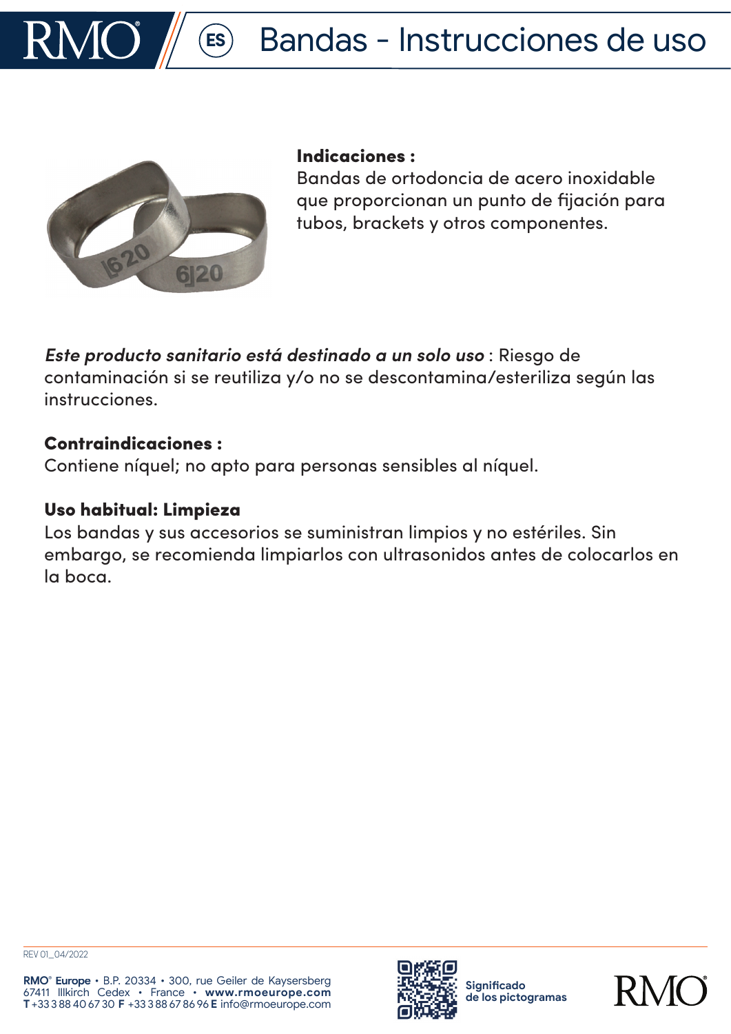# Bandas - Instrucciones de uso

**Indicaciones :**
Bandas de ortodoncia de acero inoxidable que proporcionan un punto de fijación para tubos, brackets y otros componentes.

***Este producto sanitario está destinado a un solo uso*** : Riesgo de contaminación si se reutiliza y/o no se descontamina/esteriliza según las instrucciones.

**Contraindicaciones :**
Contiene níquel; no apto para personas sensibles al níquel.

**Uso habitual: Limpieza**
Los bandas y sus accesorios se suministran limpios y no estériles. Sin embargo, se recomienda limpiarlos con ultrasonidos antes de colocarlos en la boca.

REV 01_04/2022

**RMO® Europe** • B.P. 20334 • 300, rue Geiler de Kaysersberg
67411 Illkirch Cedex • France • **www.rmoeurope.com**
**T** +33 3 88 40 67 30 **F** +33 3 88 67 86 96 **E** info@rmoeurope.com

**Significado de los pictogramas**